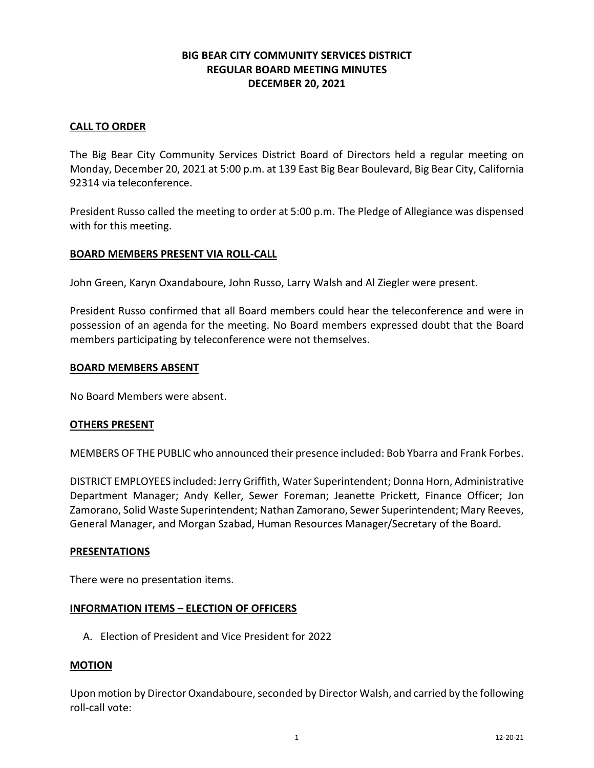# BIG BEAR CITY COMMUNITY SERVICES DISTRICT
# REGULAR BOARD MEETING MINUTES
# DECEMBER 20, 2021

## CALL TO ORDER

The Big Bear City Community Services District Board of Directors held a regular meeting on Monday, December 20, 2021 at 5:00 p.m. at 139 East Big Bear Boulevard, Big Bear City, California 92314 via teleconference.

President Russo called the meeting to order at 5:00 p.m. The Pledge of Allegiance was dispensed with for this meeting.

## BOARD MEMBERS PRESENT VIA ROLL-CALL

John Green, Karyn Oxandaboure, John Russo, Larry Walsh and Al Ziegler were present.

President Russo confirmed that all Board members could hear the teleconference and were in possession of an agenda for the meeting. No Board members expressed doubt that the Board members participating by teleconference were not themselves.

## BOARD MEMBERS ABSENT

No Board Members were absent.

## OTHERS PRESENT

MEMBERS OF THE PUBLIC who announced their presence included: Bob Ybarra and Frank Forbes.

DISTRICT EMPLOYEES included: Jerry Griffith, Water Superintendent; Donna Horn, Administrative Department Manager; Andy Keller, Sewer Foreman; Jeanette Prickett, Finance Officer; Jon Zamorano, Solid Waste Superintendent; Nathan Zamorano, Sewer Superintendent; Mary Reeves, General Manager, and Morgan Szabad, Human Resources Manager/Secretary of the Board.

## PRESENTATIONS

There were no presentation items.

## INFORMATION ITEMS – ELECTION OF OFFICERS

A. Election of President and Vice President for 2022

## MOTION

Upon motion by Director Oxandaboure, seconded by Director Walsh, and carried by the following roll-call vote: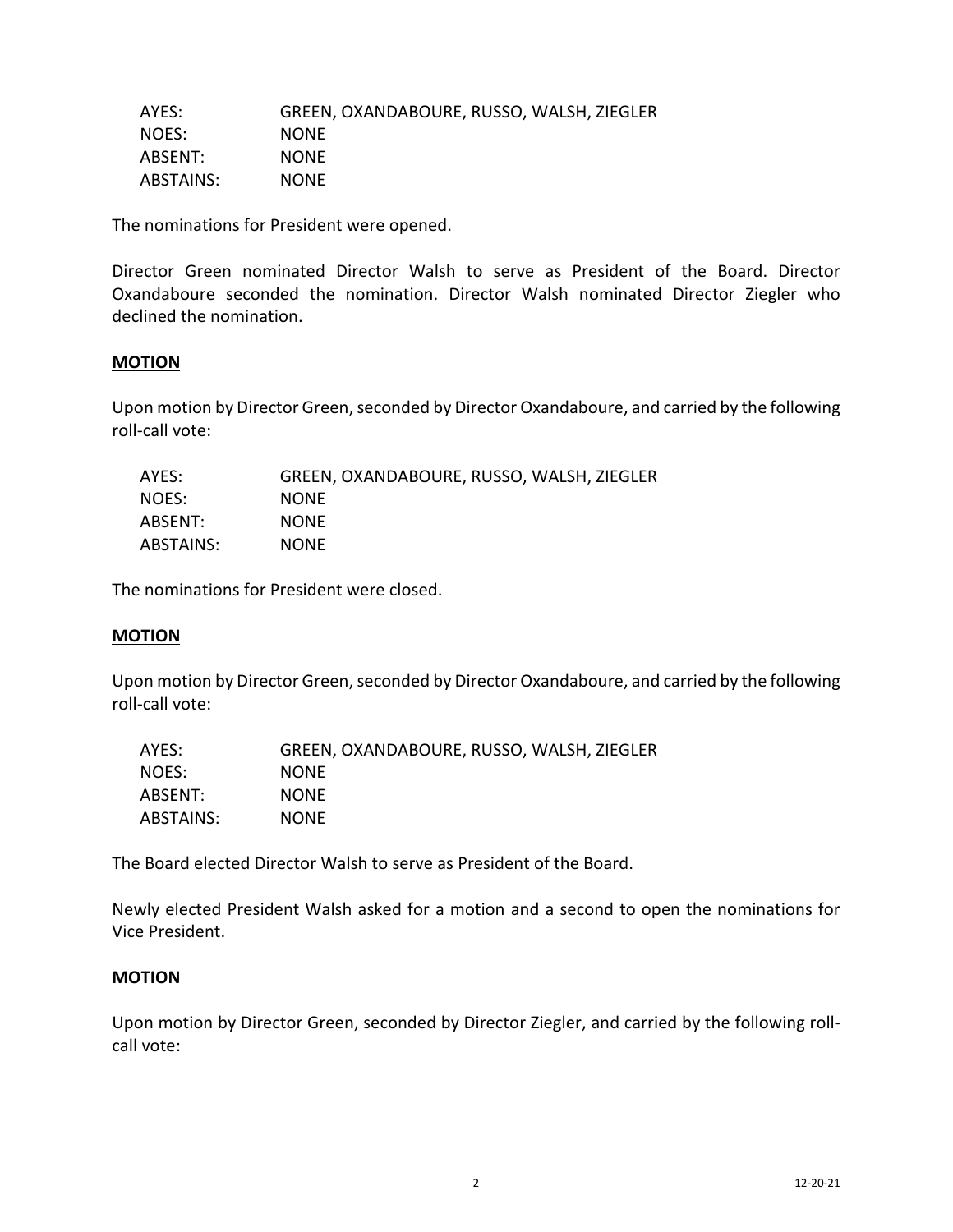| | |
|---|---|
| AYES: | GREEN, OXANDABOURE, RUSSO, WALSH, ZIEGLER |
| NOES: | NONE |
| ABSENT: | NONE |
| ABSTAINS: | NONE |

The nominations for President were opened.

Director Green nominated Director Walsh to serve as President of the Board. Director Oxandaboure seconded the nomination. Director Walsh nominated Director Ziegler who declined the nomination.

**MOTION**

Upon motion by Director Green, seconded by Director Oxandaboure, and carried by the following roll-call vote:

| | |
|---|---|
| AYES: | GREEN, OXANDABOURE, RUSSO, WALSH, ZIEGLER |
| NOES: | NONE |
| ABSENT: | NONE |
| ABSTAINS: | NONE |

The nominations for President were closed.

**MOTION**

Upon motion by Director Green, seconded by Director Oxandaboure, and carried by the following roll-call vote:

| | |
|---|---|
| AYES: | GREEN, OXANDABOURE, RUSSO, WALSH, ZIEGLER |
| NOES: | NONE |
| ABSENT: | NONE |
| ABSTAINS: | NONE |

The Board elected Director Walsh to serve as President of the Board.

Newly elected President Walsh asked for a motion and a second to open the nominations for Vice President.

**MOTION**

Upon motion by Director Green, seconded by Director Ziegler, and carried by the following roll-call vote: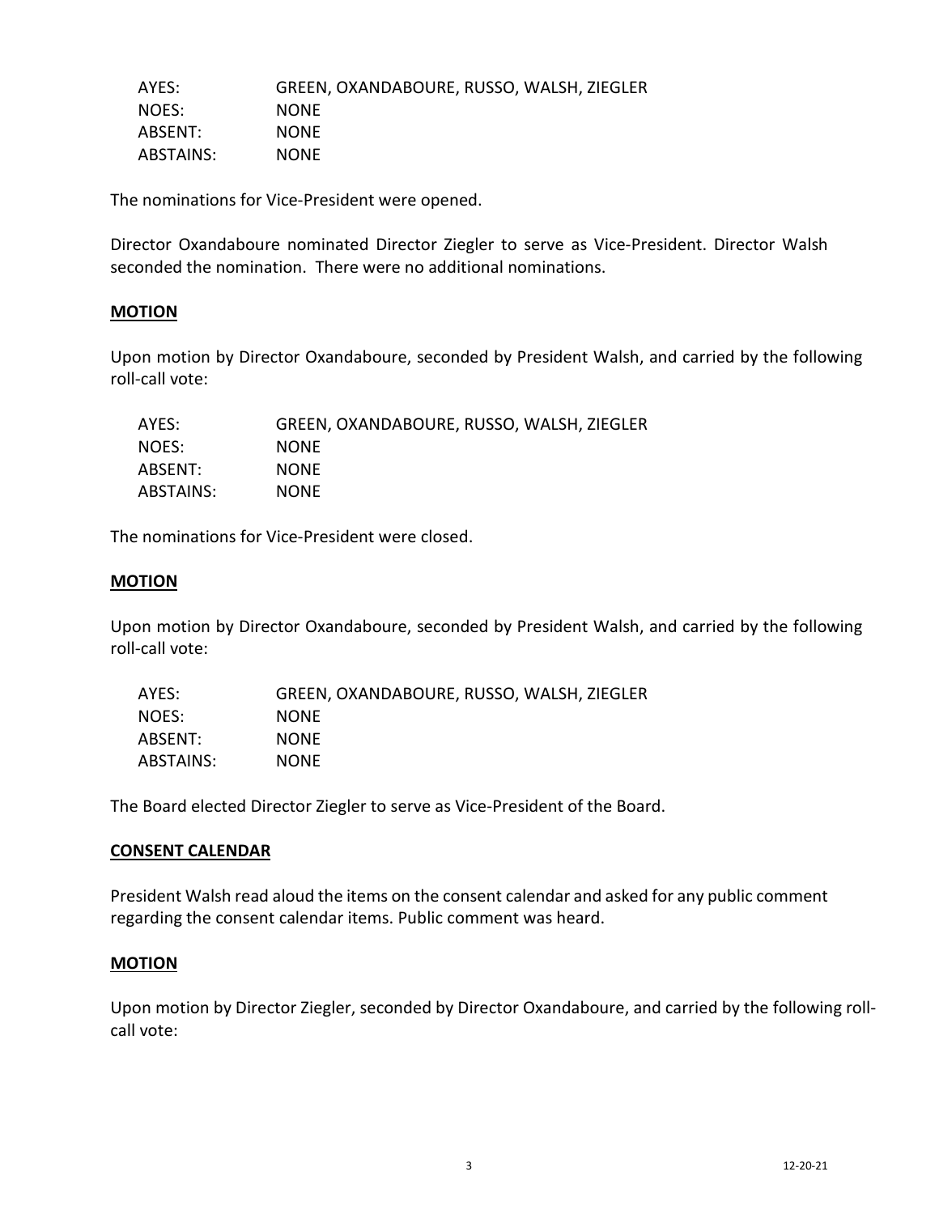| | |
|---|---|
| AYES: | GREEN, OXANDABOURE, RUSSO, WALSH, ZIEGLER |
| NOES: | NONE |
| ABSENT: | NONE |
| ABSTAINS: | NONE |

The nominations for Vice-President were opened.

Director Oxandaboure nominated Director Ziegler to serve as Vice-President. Director Walsh seconded the nomination. There were no additional nominations.

**MOTION**

Upon motion by Director Oxandaboure, seconded by President Walsh, and carried by the following roll-call vote:

| | |
|---|---|
| AYES: | GREEN, OXANDABOURE, RUSSO, WALSH, ZIEGLER |
| NOES: | NONE |
| ABSENT: | NONE |
| ABSTAINS: | NONE |

The nominations for Vice-President were closed.

**MOTION**

Upon motion by Director Oxandaboure, seconded by President Walsh, and carried by the following roll-call vote:

| | |
|---|---|
| AYES: | GREEN, OXANDABOURE, RUSSO, WALSH, ZIEGLER |
| NOES: | NONE |
| ABSENT: | NONE |
| ABSTAINS: | NONE |

The Board elected Director Ziegler to serve as Vice-President of the Board.

**CONSENT CALENDAR**

President Walsh read aloud the items on the consent calendar and asked for any public comment regarding the consent calendar items. Public comment was heard.

**MOTION**

Upon motion by Director Ziegler, seconded by Director Oxandaboure, and carried by the following roll-call vote: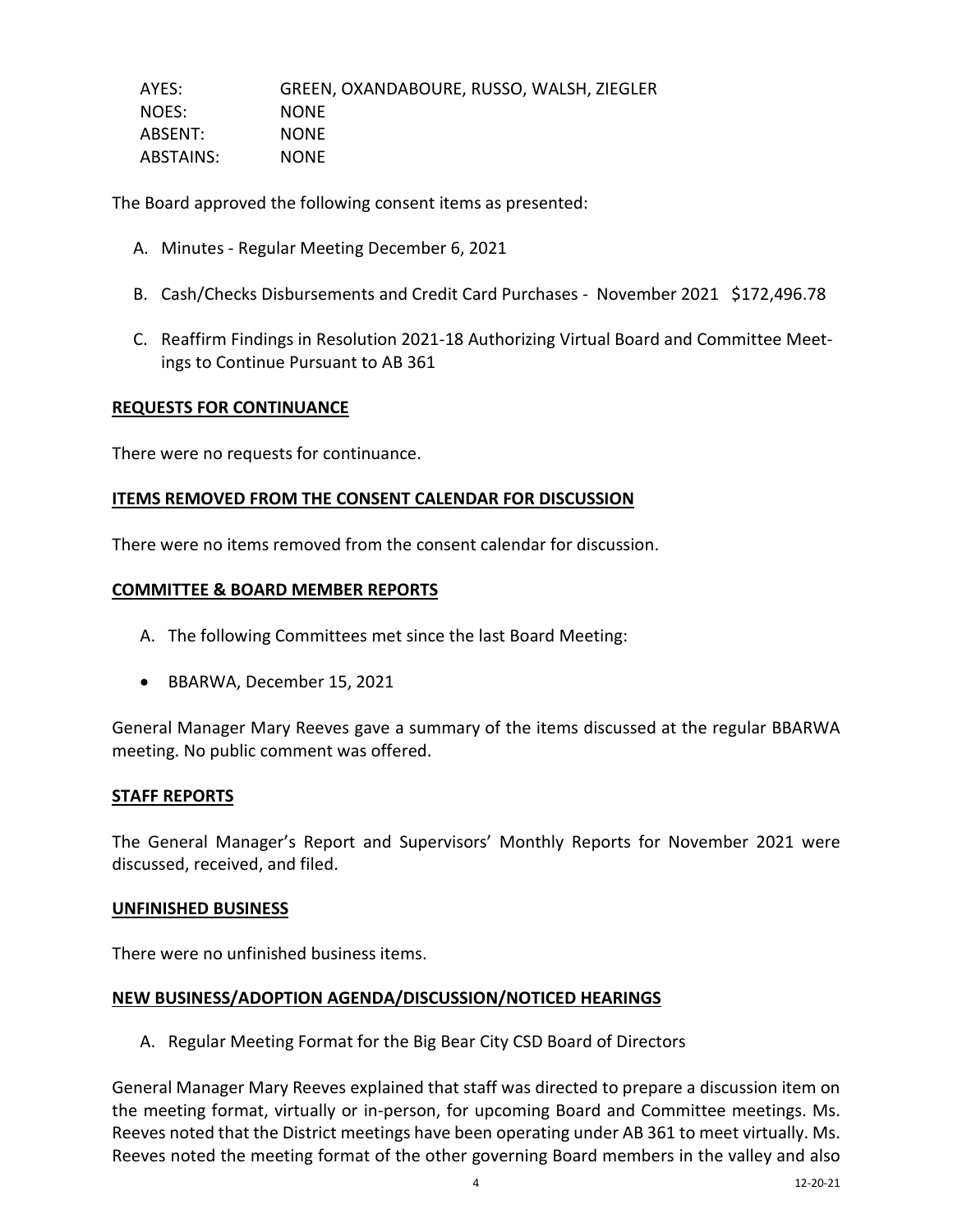| | |
|---|---|
| AYES: | GREEN, OXANDABOURE, RUSSO, WALSH, ZIEGLER |
| NOES: | NONE |
| ABSENT: | NONE |
| ABSTAINS: | NONE |

The Board approved the following consent items as presented:

A. Minutes - Regular Meeting December 6, 2021

B. Cash/Checks Disbursements and Credit Card Purchases - November 2021 $172,496.78

C. Reaffirm Findings in Resolution 2021-18 Authorizing Virtual Board and Committee Meetings to Continue Pursuant to AB 361

## REQUESTS FOR CONTINUANCE

There were no requests for continuance.

## ITEMS REMOVED FROM THE CONSENT CALENDAR FOR DISCUSSION

There were no items removed from the consent calendar for discussion.

## COMMITTEE & BOARD MEMBER REPORTS

A. The following Committees met since the last Board Meeting:

- BBARWA, December 15, 2021

General Manager Mary Reeves gave a summary of the items discussed at the regular BBARWA meeting. No public comment was offered.

## STAFF REPORTS

The General Manager's Report and Supervisors' Monthly Reports for November 2021 were discussed, received, and filed.

## UNFINISHED BUSINESS

There were no unfinished business items.

## NEW BUSINESS/ADOPTION AGENDA/DISCUSSION/NOTICED HEARINGS

A. Regular Meeting Format for the Big Bear City CSD Board of Directors

General Manager Mary Reeves explained that staff was directed to prepare a discussion item on the meeting format, virtually or in-person, for upcoming Board and Committee meetings. Ms. Reeves noted that the District meetings have been operating under AB 361 to meet virtually. Ms. Reeves noted the meeting format of the other governing Board members in the valley and also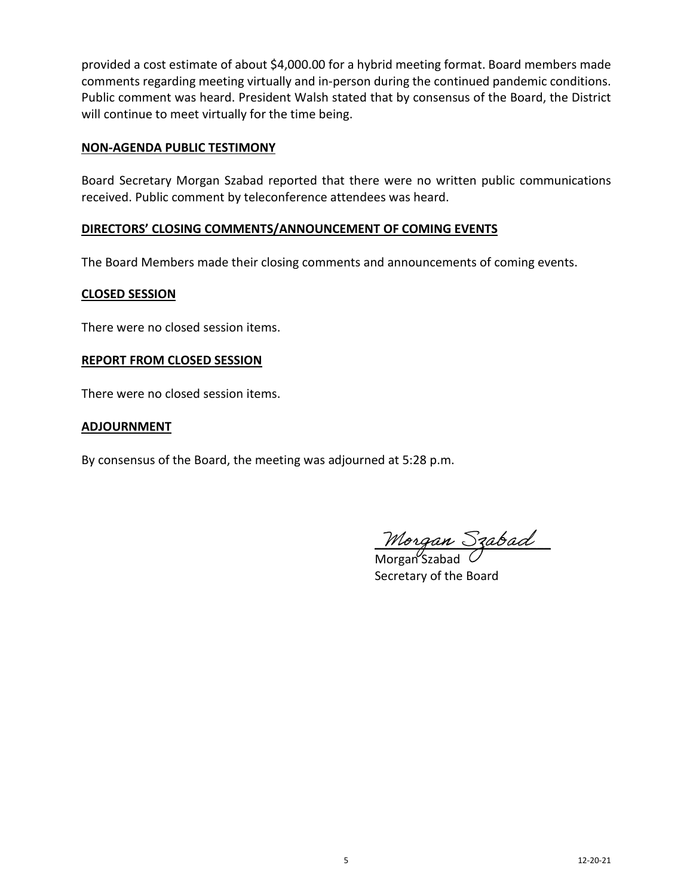provided a cost estimate of about $4,000.00 for a hybrid meeting format. Board members made comments regarding meeting virtually and in-person during the continued pandemic conditions. Public comment was heard. President Walsh stated that by consensus of the Board, the District will continue to meet virtually for the time being.

## NON-AGENDA PUBLIC TESTIMONY

Board Secretary Morgan Szabad reported that there were no written public communications received. Public comment by teleconference attendees was heard.

## DIRECTORS' CLOSING COMMENTS/ANNOUNCEMENT OF COMING EVENTS

The Board Members made their closing comments and announcements of coming events.

## CLOSED SESSION

There were no closed session items.

## REPORT FROM CLOSED SESSION

There were no closed session items.

## ADJOURNMENT

By consensus of the Board, the meeting was adjourned at 5:28 p.m.

Morgan Szabad

Morgan Szabad
Secretary of the Board